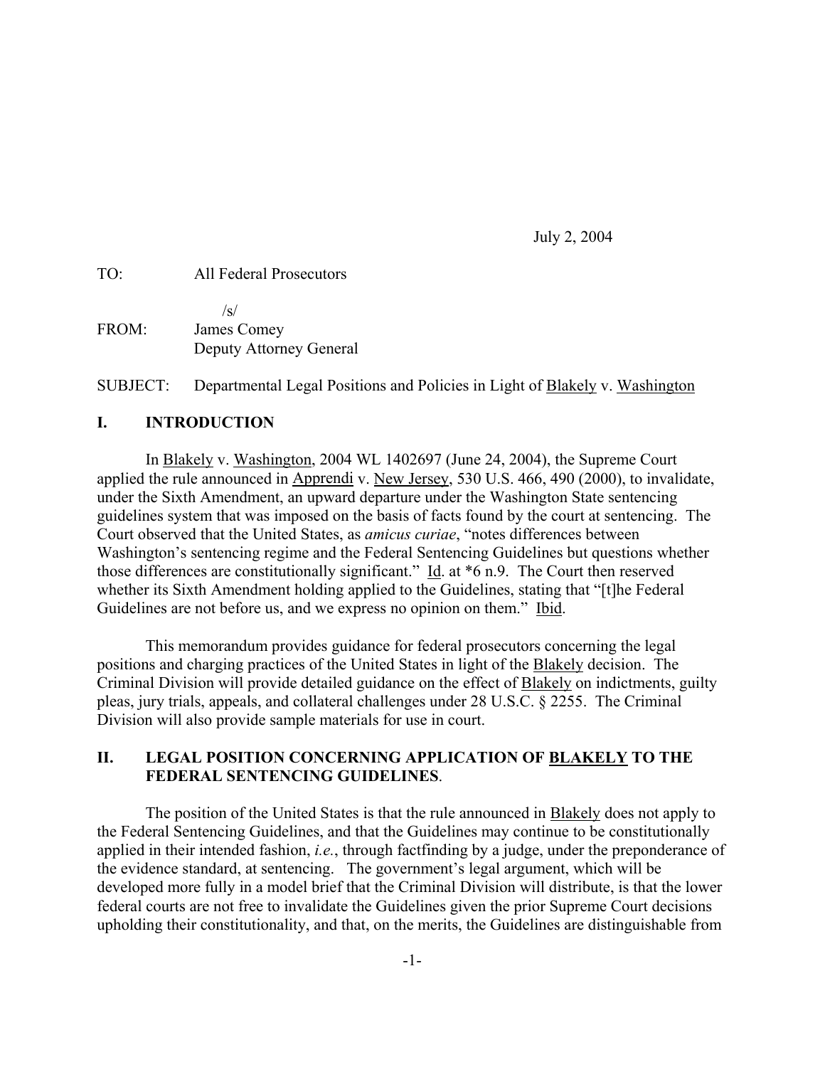July 2, 2004

TO: All Federal Prosecutors

/s/

FROM: James Comey
Deputy Attorney General

SUBJECT: Departmental Legal Positions and Policies in Light of Blakely v. Washington

## I. INTRODUCTION

In Blakely v. Washington, 2004 WL 1402697 (June 24, 2004), the Supreme Court applied the rule announced in Apprendi v. New Jersey, 530 U.S. 466, 490 (2000), to invalidate, under the Sixth Amendment, an upward departure under the Washington State sentencing guidelines system that was imposed on the basis of facts found by the court at sentencing. The Court observed that the United States, as *amicus curiae*, "notes differences between Washington's sentencing regime and the Federal Sentencing Guidelines but questions whether those differences are constitutionally significant." Id. at *6 n.9. The Court then reserved whether its Sixth Amendment holding applied to the Guidelines, stating that "[t]he Federal Guidelines are not before us, and we express no opinion on them." Ibid.

This memorandum provides guidance for federal prosecutors concerning the legal positions and charging practices of the United States in light of the Blakely decision. The Criminal Division will provide detailed guidance on the effect of Blakely on indictments, guilty pleas, jury trials, appeals, and collateral challenges under 28 U.S.C. § 2255. The Criminal Division will also provide sample materials for use in court.

## II. LEGAL POSITION CONCERNING APPLICATION OF BLAKELY TO THE FEDERAL SENTENCING GUIDELINES.

The position of the United States is that the rule announced in Blakely does not apply to the Federal Sentencing Guidelines, and that the Guidelines may continue to be constitutionally applied in their intended fashion, *i.e.*, through factfinding by a judge, under the preponderance of the evidence standard, at sentencing. The government's legal argument, which will be developed more fully in a model brief that the Criminal Division will distribute, is that the lower federal courts are not free to invalidate the Guidelines given the prior Supreme Court decisions upholding their constitutionality, and that, on the merits, the Guidelines are distinguishable from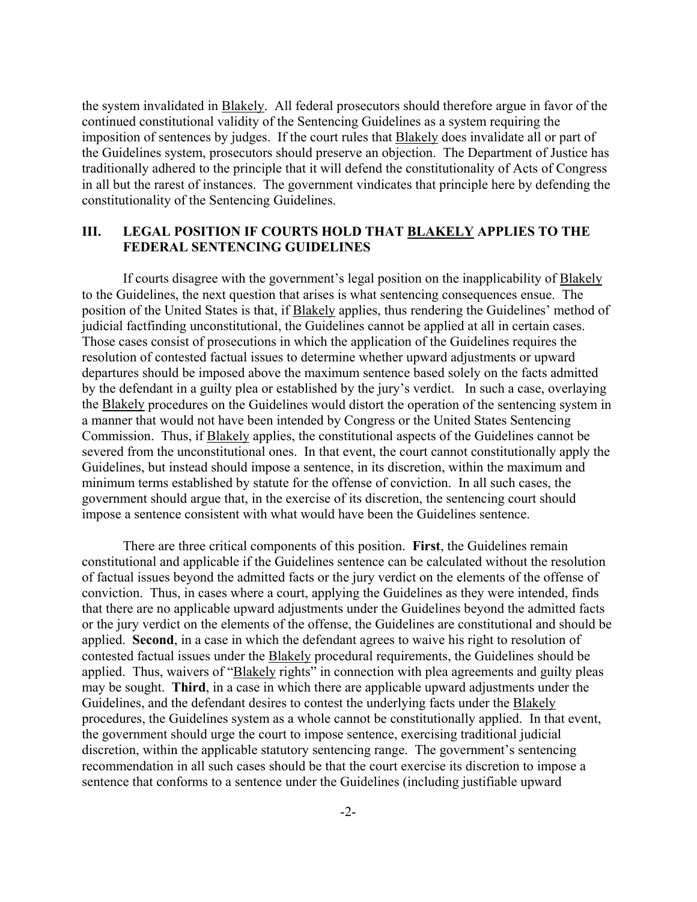the system invalidated in Blakely. All federal prosecutors should therefore argue in favor of the continued constitutional validity of the Sentencing Guidelines as a system requiring the imposition of sentences by judges. If the court rules that Blakely does invalidate all or part of the Guidelines system, prosecutors should preserve an objection. The Department of Justice has traditionally adhered to the principle that it will defend the constitutionality of Acts of Congress in all but the rarest of instances. The government vindicates that principle here by defending the constitutionality of the Sentencing Guidelines.

## III. LEGAL POSITION IF COURTS HOLD THAT BLAKELY APPLIES TO THE FEDERAL SENTENCING GUIDELINES

If courts disagree with the government's legal position on the inapplicability of Blakely to the Guidelines, the next question that arises is what sentencing consequences ensue. The position of the United States is that, if Blakely applies, thus rendering the Guidelines' method of judicial factfinding unconstitutional, the Guidelines cannot be applied at all in certain cases. Those cases consist of prosecutions in which the application of the Guidelines requires the resolution of contested factual issues to determine whether upward adjustments or upward departures should be imposed above the maximum sentence based solely on the facts admitted by the defendant in a guilty plea or established by the jury's verdict. In such a case, overlaying the Blakely procedures on the Guidelines would distort the operation of the sentencing system in a manner that would not have been intended by Congress or the United States Sentencing Commission. Thus, if Blakely applies, the constitutional aspects of the Guidelines cannot be severed from the unconstitutional ones. In that event, the court cannot constitutionally apply the Guidelines, but instead should impose a sentence, in its discretion, within the maximum and minimum terms established by statute for the offense of conviction. In all such cases, the government should argue that, in the exercise of its discretion, the sentencing court should impose a sentence consistent with what would have been the Guidelines sentence.

There are three critical components of this position. **First**, the Guidelines remain constitutional and applicable if the Guidelines sentence can be calculated without the resolution of factual issues beyond the admitted facts or the jury verdict on the elements of the offense of conviction. Thus, in cases where a court, applying the Guidelines as they were intended, finds that there are no applicable upward adjustments under the Guidelines beyond the admitted facts or the jury verdict on the elements of the offense, the Guidelines are constitutional and should be applied. **Second**, in a case in which the defendant agrees to waive his right to resolution of contested factual issues under the Blakely procedural requirements, the Guidelines should be applied. Thus, waivers of "Blakely rights" in connection with plea agreements and guilty pleas may be sought. **Third**, in a case in which there are applicable upward adjustments under the Guidelines, and the defendant desires to contest the underlying facts under the Blakely procedures, the Guidelines system as a whole cannot be constitutionally applied. In that event, the government should urge the court to impose sentence, exercising traditional judicial discretion, within the applicable statutory sentencing range. The government's sentencing recommendation in all such cases should be that the court exercise its discretion to impose a sentence that conforms to a sentence under the Guidelines (including justifiable upward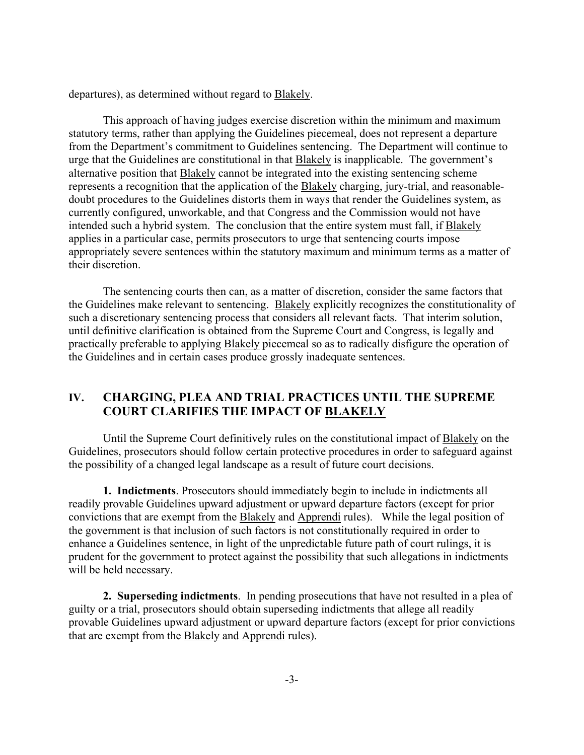departures), as determined without regard to <u>Blakely</u>.

This approach of having judges exercise discretion within the minimum and maximum statutory terms, rather than applying the Guidelines piecemeal, does not represent a departure from the Department's commitment to Guidelines sentencing. The Department will continue to urge that the Guidelines are constitutional in that <u>Blakely</u> is inapplicable. The government's alternative position that <u>Blakely</u> cannot be integrated into the existing sentencing scheme represents a recognition that the application of the <u>Blakely</u> charging, jury-trial, and reasonable-doubt procedures to the Guidelines distorts them in ways that render the Guidelines system, as currently configured, unworkable, and that Congress and the Commission would not have intended such a hybrid system. The conclusion that the entire system must fall, if <u>Blakely</u> applies in a particular case, permits prosecutors to urge that sentencing courts impose appropriately severe sentences within the statutory maximum and minimum terms as a matter of their discretion.

The sentencing courts then can, as a matter of discretion, consider the same factors that the Guidelines make relevant to sentencing. <u>Blakely</u> explicitly recognizes the constitutionality of such a discretionary sentencing process that considers all relevant facts. That interim solution, until definitive clarification is obtained from the Supreme Court and Congress, is legally and practically preferable to applying <u>Blakely</u> piecemeal so as to radically disfigure the operation of the Guidelines and in certain cases produce grossly inadequate sentences.

## IV. CHARGING, PLEA AND TRIAL PRACTICES UNTIL THE SUPREME COURT CLARIFIES THE IMPACT OF <u>BLAKELY</u>

Until the Supreme Court definitively rules on the constitutional impact of <u>Blakely</u> on the Guidelines, prosecutors should follow certain protective procedures in order to safeguard against the possibility of a changed legal landscape as a result of future court decisions.

**1. Indictments**. Prosecutors should immediately begin to include in indictments all readily provable Guidelines upward adjustment or upward departure factors (except for prior convictions that are exempt from the <u>Blakely</u> and <u>Apprendi</u> rules). While the legal position of the government is that inclusion of such factors is not constitutionally required in order to enhance a Guidelines sentence, in light of the unpredictable future path of court rulings, it is prudent for the government to protect against the possibility that such allegations in indictments will be held necessary.

**2. Superseding indictments**. In pending prosecutions that have not resulted in a plea of guilty or a trial, prosecutors should obtain superseding indictments that allege all readily provable Guidelines upward adjustment or upward departure factors (except for prior convictions that are exempt from the <u>Blakely</u> and <u>Apprendi</u> rules).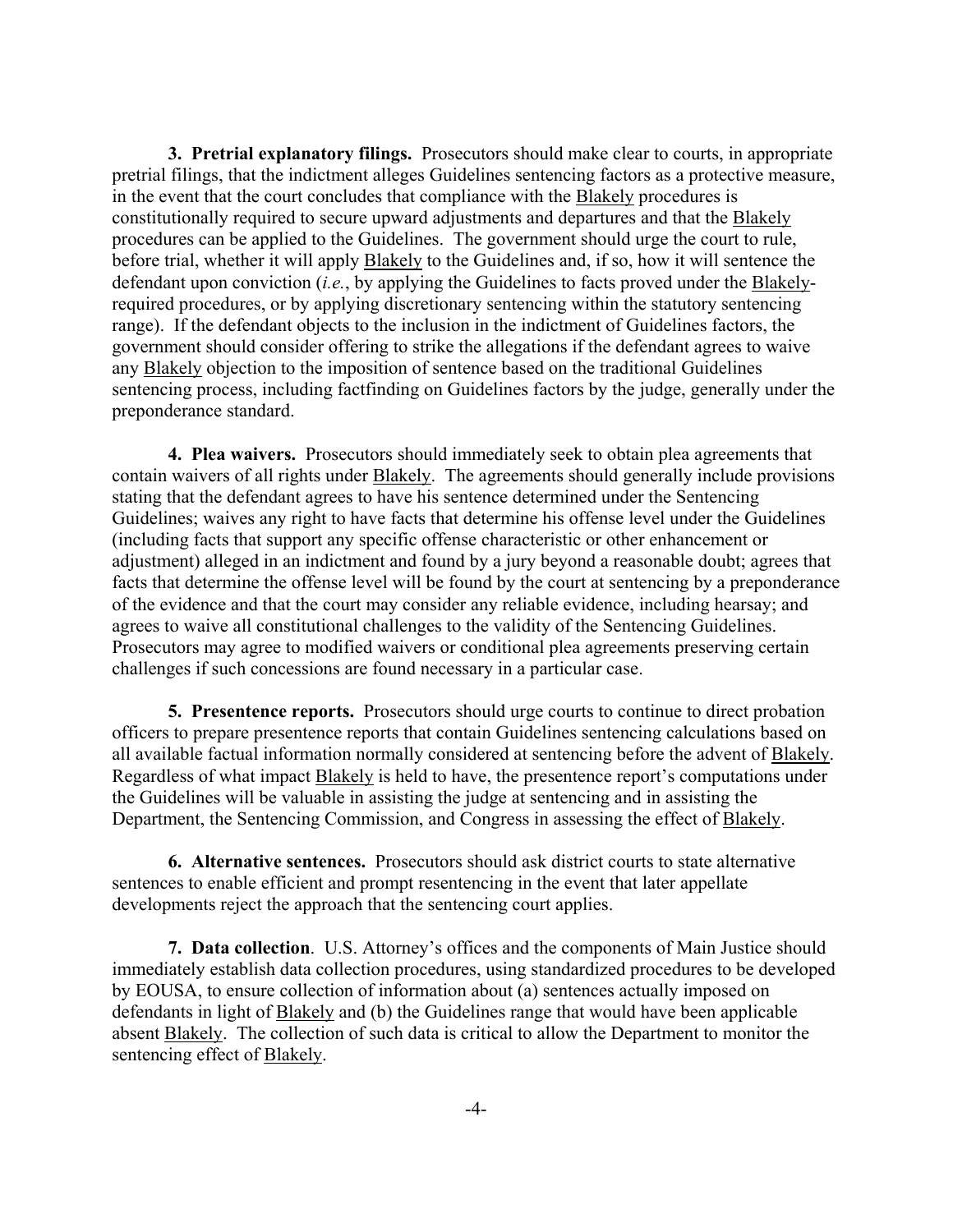**3. Pretrial explanatory filings.** Prosecutors should make clear to courts, in appropriate pretrial filings, that the indictment alleges Guidelines sentencing factors as a protective measure, in the event that the court concludes that compliance with the Blakely procedures is constitutionally required to secure upward adjustments and departures and that the Blakely procedures can be applied to the Guidelines. The government should urge the court to rule, before trial, whether it will apply Blakely to the Guidelines and, if so, how it will sentence the defendant upon conviction (*i.e.*, by applying the Guidelines to facts proved under the Blakely-required procedures, or by applying discretionary sentencing within the statutory sentencing range). If the defendant objects to the inclusion in the indictment of Guidelines factors, the government should consider offering to strike the allegations if the defendant agrees to waive any Blakely objection to the imposition of sentence based on the traditional Guidelines sentencing process, including factfinding on Guidelines factors by the judge, generally under the preponderance standard.

**4. Plea waivers.** Prosecutors should immediately seek to obtain plea agreements that contain waivers of all rights under Blakely. The agreements should generally include provisions stating that the defendant agrees to have his sentence determined under the Sentencing Guidelines; waives any right to have facts that determine his offense level under the Guidelines (including facts that support any specific offense characteristic or other enhancement or adjustment) alleged in an indictment and found by a jury beyond a reasonable doubt; agrees that facts that determine the offense level will be found by the court at sentencing by a preponderance of the evidence and that the court may consider any reliable evidence, including hearsay; and agrees to waive all constitutional challenges to the validity of the Sentencing Guidelines. Prosecutors may agree to modified waivers or conditional plea agreements preserving certain challenges if such concessions are found necessary in a particular case.

**5. Presentence reports.** Prosecutors should urge courts to continue to direct probation officers to prepare presentence reports that contain Guidelines sentencing calculations based on all available factual information normally considered at sentencing before the advent of Blakely. Regardless of what impact Blakely is held to have, the presentence report's computations under the Guidelines will be valuable in assisting the judge at sentencing and in assisting the Department, the Sentencing Commission, and Congress in assessing the effect of Blakely.

**6. Alternative sentences.** Prosecutors should ask district courts to state alternative sentences to enable efficient and prompt resentencing in the event that later appellate developments reject the approach that the sentencing court applies.

**7. Data collection**. U.S. Attorney's offices and the components of Main Justice should immediately establish data collection procedures, using standardized procedures to be developed by EOUSA, to ensure collection of information about (a) sentences actually imposed on defendants in light of Blakely and (b) the Guidelines range that would have been applicable absent Blakely. The collection of such data is critical to allow the Department to monitor the sentencing effect of Blakely.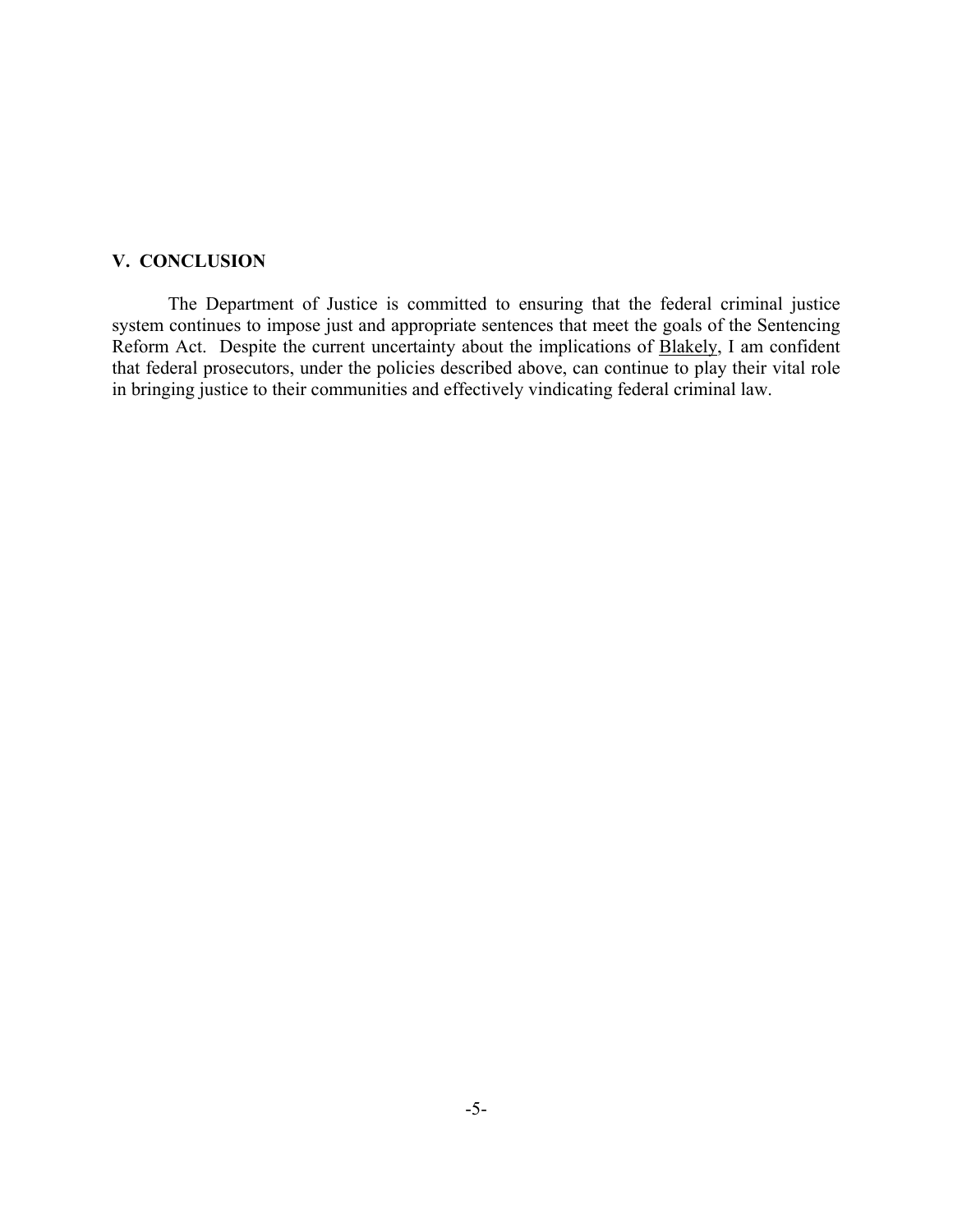## V. CONCLUSION

The Department of Justice is committed to ensuring that the federal criminal justice system continues to impose just and appropriate sentences that meet the goals of the Sentencing Reform Act. Despite the current uncertainty about the implications of Blakely, I am confident that federal prosecutors, under the policies described above, can continue to play their vital role in bringing justice to their communities and effectively vindicating federal criminal law.